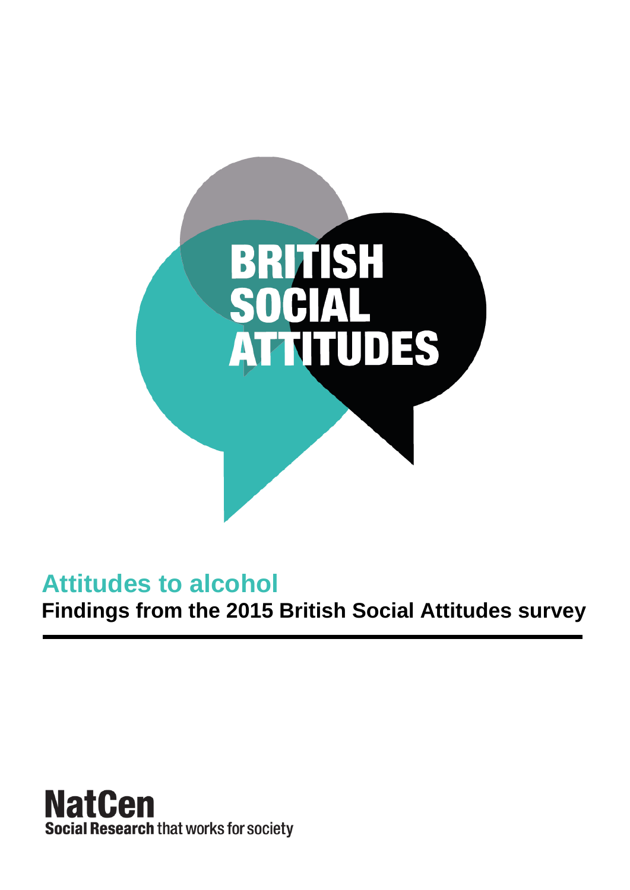# Attitudes to alcohol

**Findings from the 2015 British Social Attitudes survey**

NatCen

**Social Research** that works for society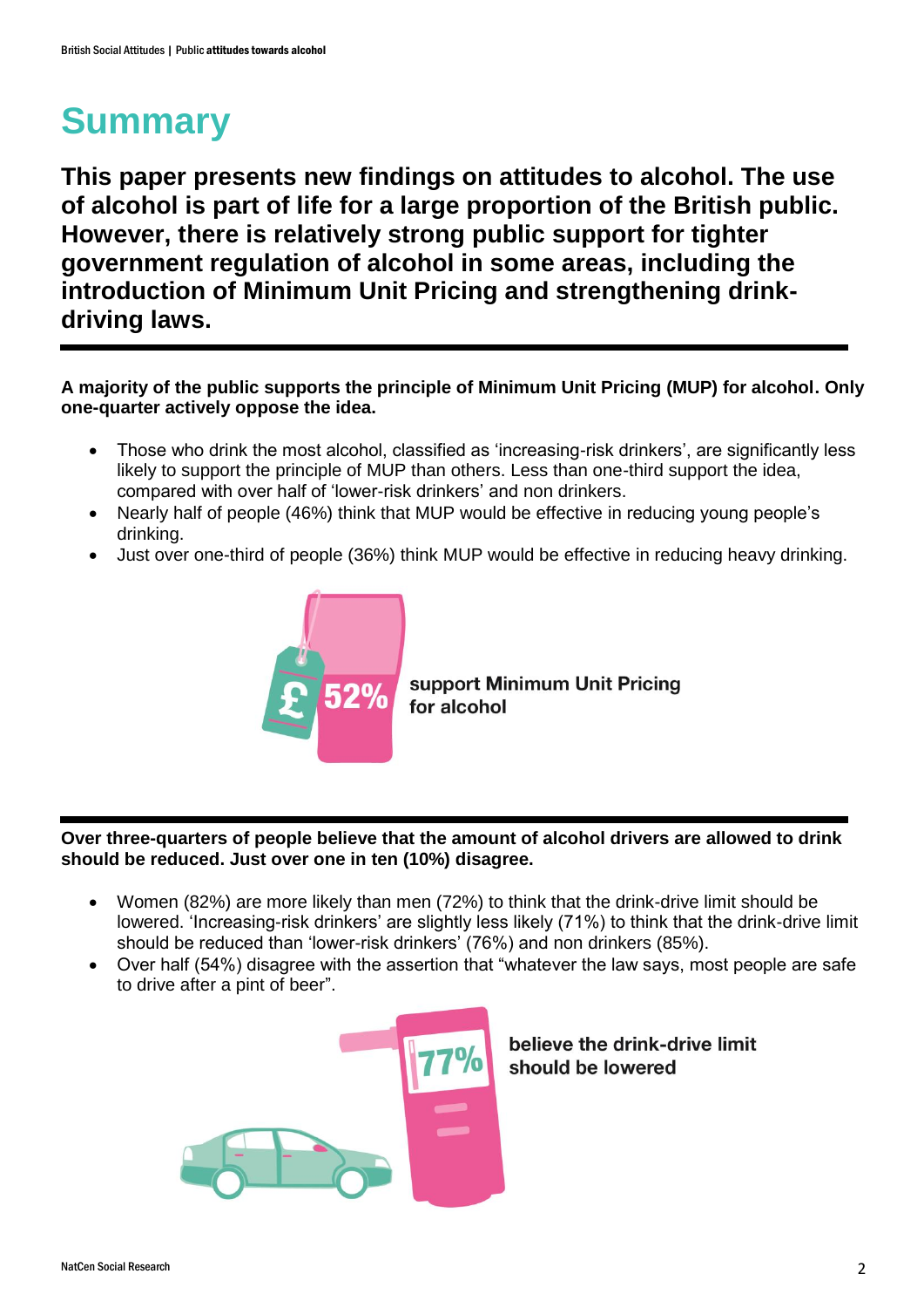# Summary

**This paper presents new findings on attitudes to alcohol. The use of alcohol is part of life for a large proportion of the British public. However, there is relatively strong public support for tighter government regulation of alcohol in some areas, including the introduction of Minimum Unit Pricing and strengthening drink-driving laws.**

---

**A majority of the public supports the principle of Minimum Unit Pricing (MUP) for alcohol. Only one-quarter actively oppose the idea.**

- Those who drink the most alcohol, classified as 'increasing-risk drinkers', are significantly less likely to support the principle of MUP than others. Less than one-third support the idea, compared with over half of 'lower-risk drinkers' and non drinkers.
- Nearly half of people (46%) think that MUP would be effective in reducing young people's drinking.
- Just over one-third of people (36%) think MUP would be effective in reducing heavy drinking.

52% support Minimum Unit Pricing for alcohol

---

**Over three-quarters of people believe that the amount of alcohol drivers are allowed to drink should be reduced. Just over one in ten (10%) disagree.**

- Women (82%) are more likely than men (72%) to think that the drink-drive limit should be lowered. 'Increasing-risk drinkers' are slightly less likely (71%) to think that the drink-drive limit should be reduced than 'lower-risk drinkers' (76%) and non drinkers (85%).
- Over half (54%) disagree with the assertion that "whatever the law says, most people are safe to drive after a pint of beer".

77% believe the drink-drive limit should be lowered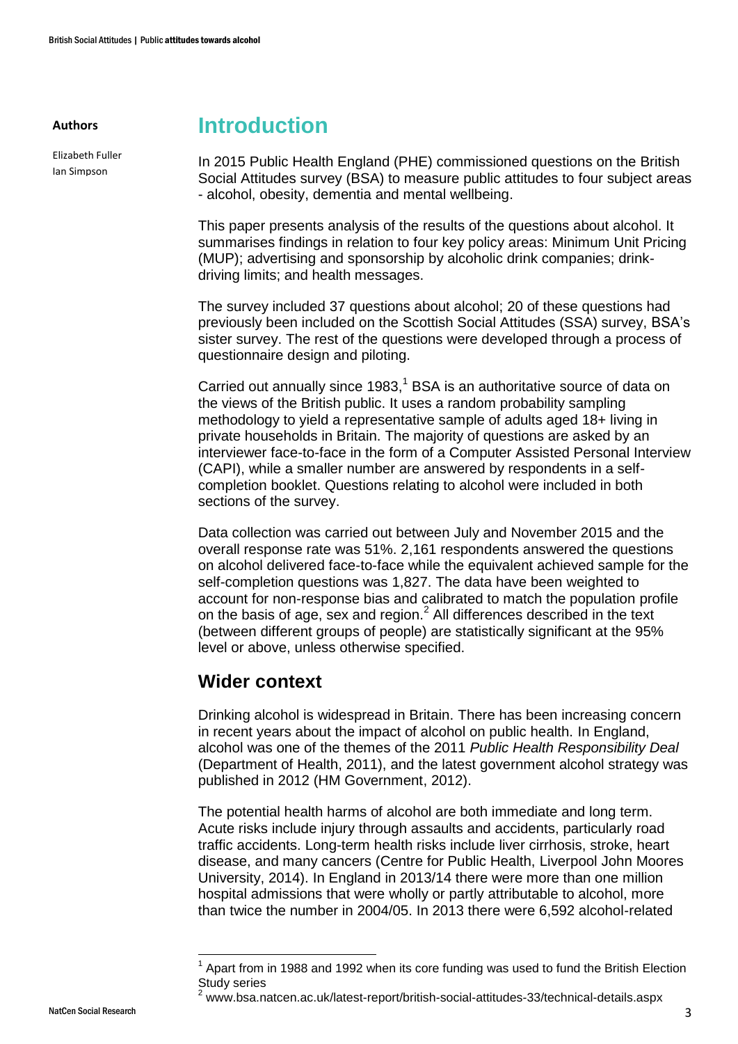**Authors**

Elizabeth Fuller
Ian Simpson

# Introduction

In 2015 Public Health England (PHE) commissioned questions on the British Social Attitudes survey (BSA) to measure public attitudes to four subject areas - alcohol, obesity, dementia and mental wellbeing.

This paper presents analysis of the results of the questions about alcohol. It summarises findings in relation to four key policy areas: Minimum Unit Pricing (MUP); advertising and sponsorship by alcoholic drink companies; drink-driving limits; and health messages.

The survey included 37 questions about alcohol; 20 of these questions had previously been included on the Scottish Social Attitudes (SSA) survey, BSA's sister survey. The rest of the questions were developed through a process of questionnaire design and piloting.

Carried out annually since 1983,[1] BSA is an authoritative source of data on the views of the British public. It uses a random probability sampling methodology to yield a representative sample of adults aged 18+ living in private households in Britain. The majority of questions are asked by an interviewer face-to-face in the form of a Computer Assisted Personal Interview (CAPI), while a smaller number are answered by respondents in a self-completion booklet. Questions relating to alcohol were included in both sections of the survey.

Data collection was carried out between July and November 2015 and the overall response rate was 51%. 2,161 respondents answered the questions on alcohol delivered face-to-face while the equivalent achieved sample for the self-completion questions was 1,827. The data have been weighted to account for non-response bias and calibrated to match the population profile on the basis of age, sex and region.[2] All differences described in the text (between different groups of people) are statistically significant at the 95% level or above, unless otherwise specified.

## Wider context

Drinking alcohol is widespread in Britain. There has been increasing concern in recent years about the impact of alcohol on public health. In England, alcohol was one of the themes of the 2011 *Public Health Responsibility Deal* (Department of Health, 2011), and the latest government alcohol strategy was published in 2012 (HM Government, 2012).

The potential health harms of alcohol are both immediate and long term. Acute risks include injury through assaults and accidents, particularly road traffic accidents. Long-term health risks include liver cirrhosis, stroke, heart disease, and many cancers (Centre for Public Health, Liverpool John Moores University, 2014). In England in 2013/14 there were more than one million hospital admissions that were wholly or partly attributable to alcohol, more than twice the number in 2004/05. In 2013 there were 6,592 alcohol-related

---

[1] Apart from in 1988 and 1992 when its core funding was used to fund the British Election Study series

[2] www.bsa.natcen.ac.uk/latest-report/british-social-attitudes-33/technical-details.aspx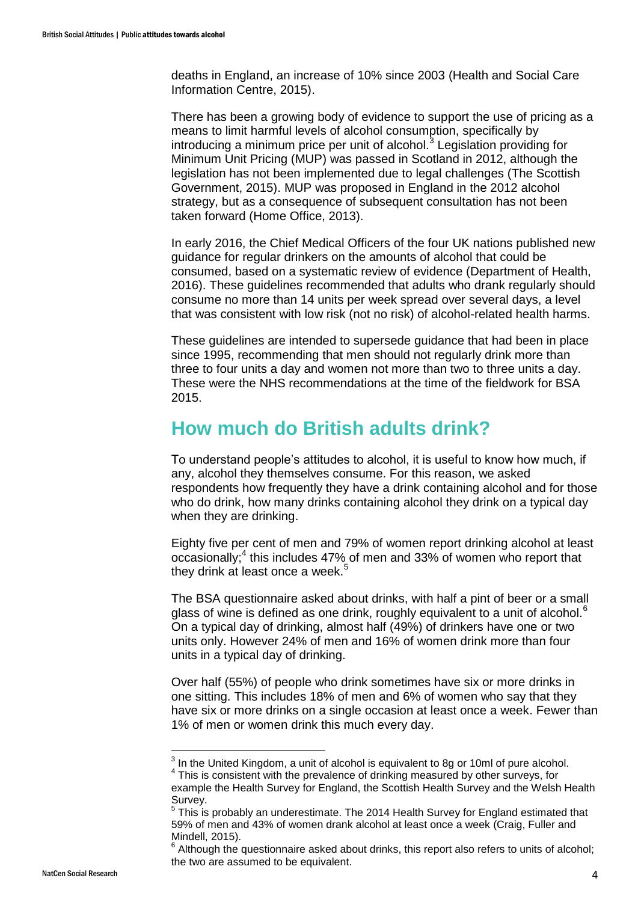deaths in England, an increase of 10% since 2003 (Health and Social Care Information Centre, 2015).

There has been a growing body of evidence to support the use of pricing as a means to limit harmful levels of alcohol consumption, specifically by introducing a minimum price per unit of alcohol.[3] Legislation providing for Minimum Unit Pricing (MUP) was passed in Scotland in 2012, although the legislation has not been implemented due to legal challenges (The Scottish Government, 2015). MUP was proposed in England in the 2012 alcohol strategy, but as a consequence of subsequent consultation has not been taken forward (Home Office, 2013).

In early 2016, the Chief Medical Officers of the four UK nations published new guidance for regular drinkers on the amounts of alcohol that could be consumed, based on a systematic review of evidence (Department of Health, 2016). These guidelines recommended that adults who drank regularly should consume no more than 14 units per week spread over several days, a level that was consistent with low risk (not no risk) of alcohol-related health harms.

These guidelines are intended to supersede guidance that had been in place since 1995, recommending that men should not regularly drink more than three to four units a day and women not more than two to three units a day. These were the NHS recommendations at the time of the fieldwork for BSA 2015.

## How much do British adults drink?

To understand people's attitudes to alcohol, it is useful to know how much, if any, alcohol they themselves consume. For this reason, we asked respondents how frequently they have a drink containing alcohol and for those who do drink, how many drinks containing alcohol they drink on a typical day when they are drinking.

Eighty five per cent of men and 79% of women report drinking alcohol at least occasionally;[4] this includes 47% of men and 33% of women who report that they drink at least once a week.[5]

The BSA questionnaire asked about drinks, with half a pint of beer or a small glass of wine is defined as one drink, roughly equivalent to a unit of alcohol.[6] On a typical day of drinking, almost half (49%) of drinkers have one or two units only. However 24% of men and 16% of women drink more than four units in a typical day of drinking.

Over half (55%) of people who drink sometimes have six or more drinks in one sitting. This includes 18% of men and 6% of women who say that they have six or more drinks on a single occasion at least once a week. Fewer than 1% of men or women drink this much every day.

---

[3] In the United Kingdom, a unit of alcohol is equivalent to 8g or 10ml of pure alcohol.

[4] This is consistent with the prevalence of drinking measured by other surveys, for example the Health Survey for England, the Scottish Health Survey and the Welsh Health Survey.

[5] This is probably an underestimate. The 2014 Health Survey for England estimated that 59% of men and 43% of women drank alcohol at least once a week (Craig, Fuller and Mindell, 2015).

[6] Although the questionnaire asked about drinks, this report also refers to units of alcohol; the two are assumed to be equivalent.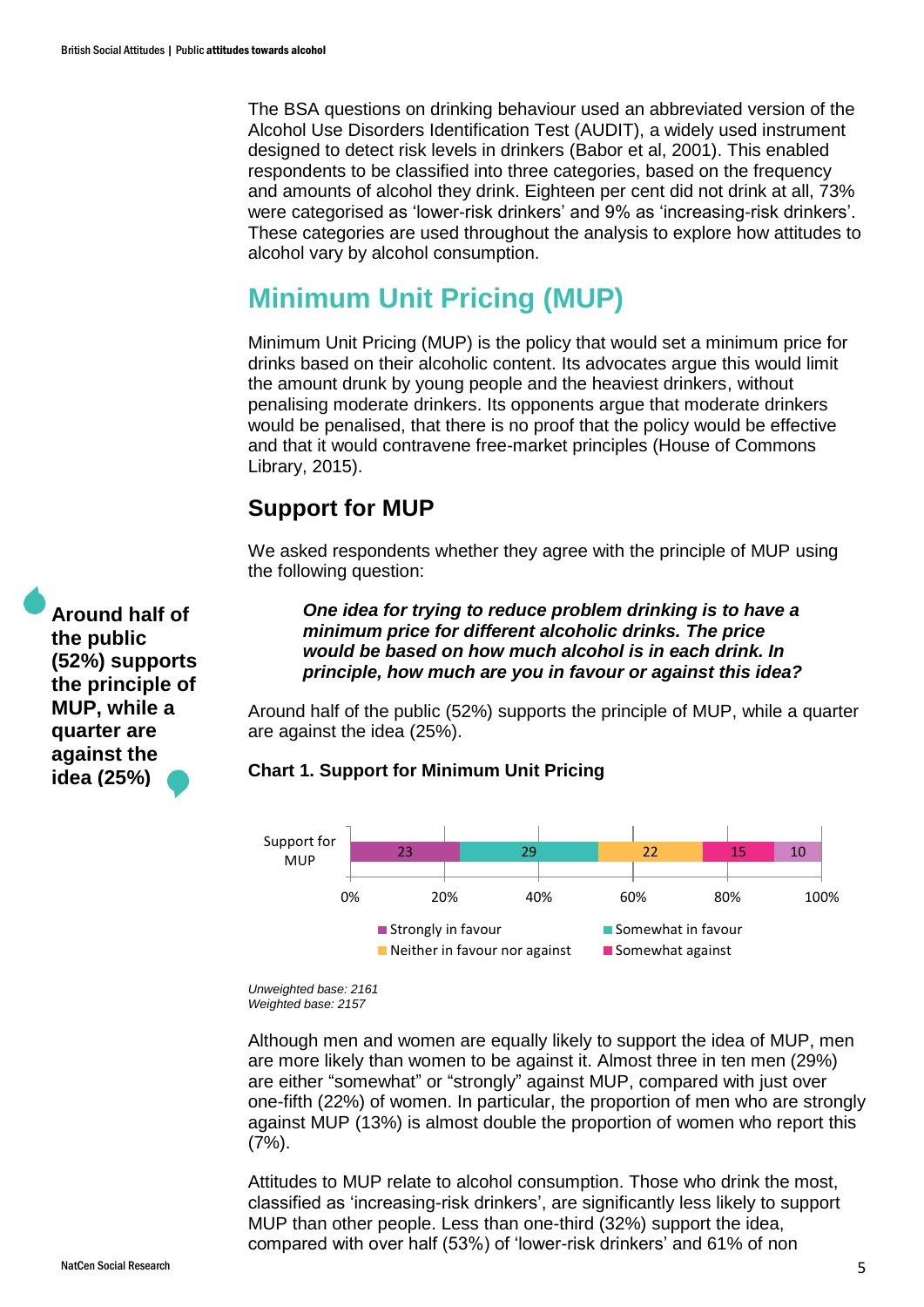The BSA questions on drinking behaviour used an abbreviated version of the Alcohol Use Disorders Identification Test (AUDIT), a widely used instrument designed to detect risk levels in drinkers (Babor et al, 2001). This enabled respondents to be classified into three categories, based on the frequency and amounts of alcohol they drink. Eighteen per cent did not drink at all, 73% were categorised as 'lower-risk drinkers' and 9% as 'increasing-risk drinkers'. These categories are used throughout the analysis to explore how attitudes to alcohol vary by alcohol consumption.

## Minimum Unit Pricing (MUP)

Minimum Unit Pricing (MUP) is the policy that would set a minimum price for drinks based on their alcoholic content. Its advocates argue this would limit the amount drunk by young people and the heaviest drinkers, without penalising moderate drinkers. Its opponents argue that moderate drinkers would be penalised, that there is no proof that the policy would be effective and that it would contravene free-market principles (House of Commons Library, 2015).

### Support for MUP

**Around half of the public (52%) supports the principle of MUP, while a quarter are against the idea (25%)**

We asked respondents whether they agree with the principle of MUP using the following question:

> ***One idea for trying to reduce problem drinking is to have a minimum price for different alcoholic drinks. The price would be based on how much alcohol is in each drink. In principle, how much are you in favour or against this idea?***

Around half of the public (52%) supports the principle of MUP, while a quarter are against the idea (25%).

**Chart 1. Support for Minimum Unit Pricing**

| | Strongly in favour | Somewhat in favour | Neither in favour nor against | Somewhat against | |
|---|---|---|---|---|---|
| Support for MUP | 23 | 29 | 22 | 15 | 10 |

*Unweighted base: 2161*
*Weighted base: 2157*

Although men and women are equally likely to support the idea of MUP, men are more likely than women to be against it. Almost three in ten men (29%) are either "somewhat" or "strongly" against MUP, compared with just over one-fifth (22%) of women. In particular, the proportion of men who are strongly against MUP (13%) is almost double the proportion of women who report this (7%).

Attitudes to MUP relate to alcohol consumption. Those who drink the most, classified as 'increasing-risk drinkers', are significantly less likely to support MUP than other people. Less than one-third (32%) support the idea, compared with over half (53%) of 'lower-risk drinkers' and 61% of non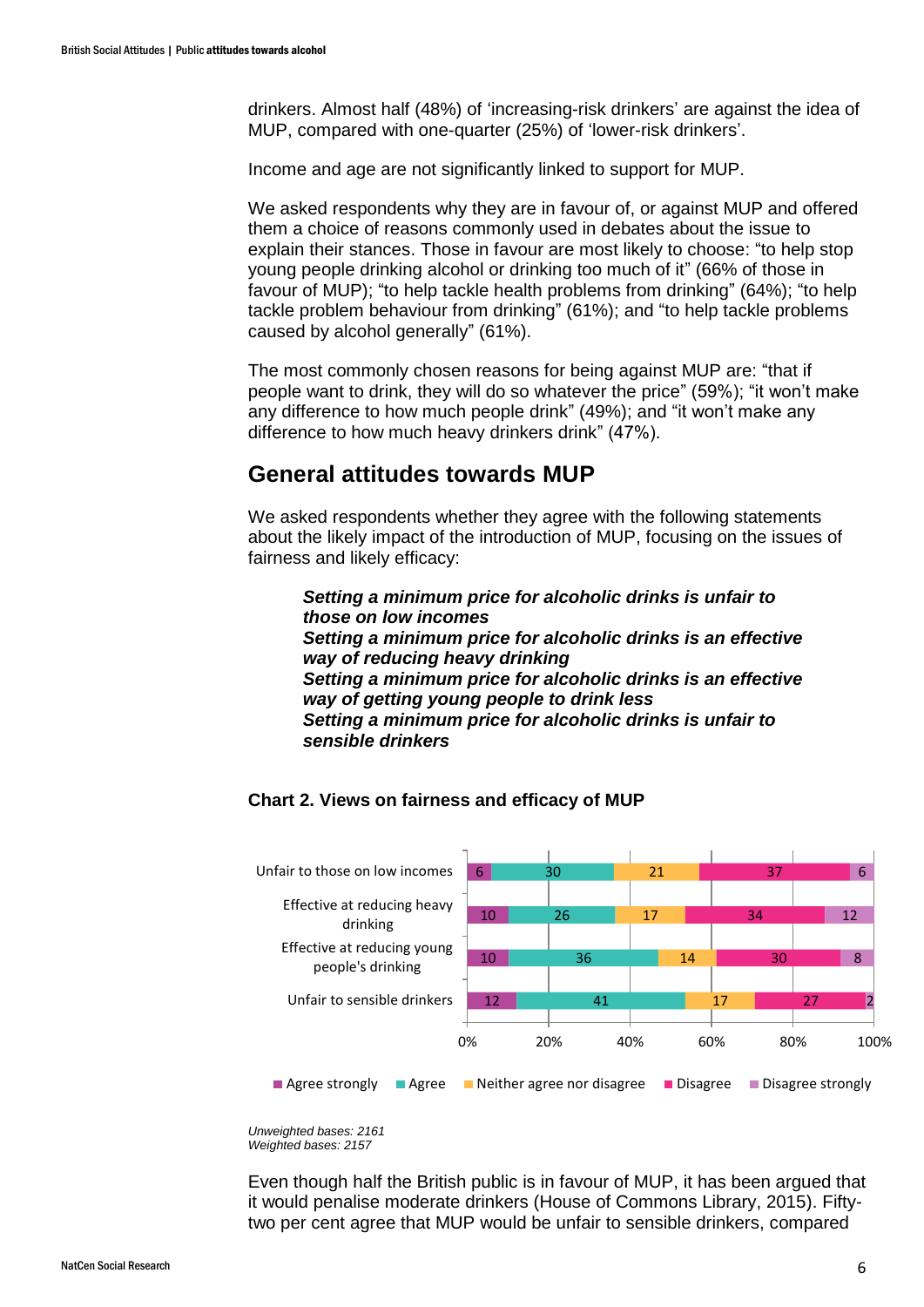drinkers. Almost half (48%) of 'increasing-risk drinkers' are against the idea of MUP, compared with one-quarter (25%) of 'lower-risk drinkers'.

Income and age are not significantly linked to support for MUP.

We asked respondents why they are in favour of, or against MUP and offered them a choice of reasons commonly used in debates about the issue to explain their stances. Those in favour are most likely to choose: "to help stop young people drinking alcohol or drinking too much of it" (66% of those in favour of MUP); "to help tackle health problems from drinking" (64%); "to help tackle problem behaviour from drinking" (61%); and "to help tackle problems caused by alcohol generally" (61%).

The most commonly chosen reasons for being against MUP are: "that if people want to drink, they will do so whatever the price" (59%); "it won't make any difference to how much people drink" (49%); and "it won't make any difference to how much heavy drinkers drink" (47%).

## General attitudes towards MUP

We asked respondents whether they agree with the following statements about the likely impact of the introduction of MUP, focusing on the issues of fairness and likely efficacy:

> ***Setting a minimum price for alcoholic drinks is unfair to those on low incomes***
> ***Setting a minimum price for alcoholic drinks is an effective way of reducing heavy drinking***
> ***Setting a minimum price for alcoholic drinks is an effective way of getting young people to drink less***
> ***Setting a minimum price for alcoholic drinks is unfair to sensible drinkers***

**Chart 2. Views on fairness and efficacy of MUP**

| | Agree strongly | Agree | Neither agree nor disagree | Disagree | Disagree strongly |
|---|---|---|---|---|---|
| Unfair to those on low incomes | 6 | 30 | 21 | 37 | 6 |
| Effective at reducing heavy drinking | 10 | 26 | 17 | 34 | 12 |
| Effective at reducing young people's drinking | 10 | 36 | 14 | 30 | 8 |
| Unfair to sensible drinkers | 12 | 41 | 17 | 27 | 2 |

*Unweighted bases: 2161*
*Weighted bases: 2157*

Even though half the British public is in favour of MUP, it has been argued that it would penalise moderate drinkers (House of Commons Library, 2015). Fifty-two per cent agree that MUP would be unfair to sensible drinkers, compared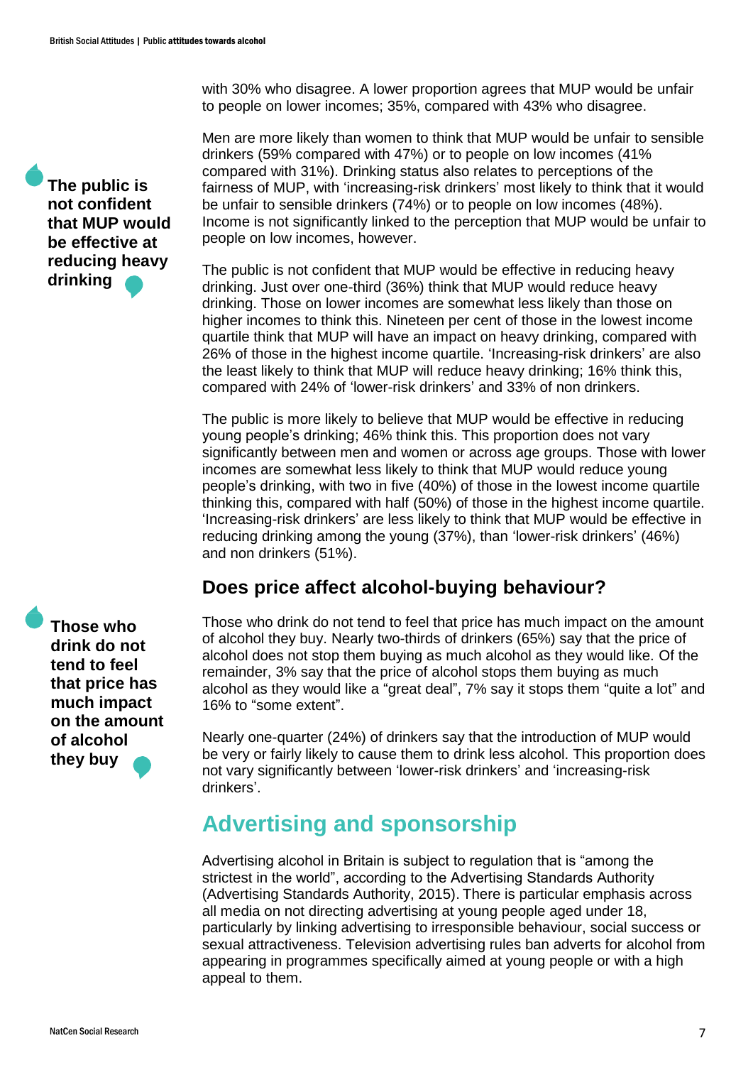with 30% who disagree. A lower proportion agrees that MUP would be unfair to people on lower incomes; 35%, compared with 43% who disagree.

Men are more likely than women to think that MUP would be unfair to sensible drinkers (59% compared with 47%) or to people on low incomes (41% compared with 31%). Drinking status also relates to perceptions of the fairness of MUP, with 'increasing-risk drinkers' most likely to think that it would be unfair to sensible drinkers (74%) or to people on low incomes (48%). Income is not significantly linked to the perception that MUP would be unfair to people on low incomes, however.

**The public is not confident that MUP would be effective at reducing heavy drinking**

The public is not confident that MUP would be effective in reducing heavy drinking. Just over one-third (36%) think that MUP would reduce heavy drinking. Those on lower incomes are somewhat less likely than those on higher incomes to think this. Nineteen per cent of those in the lowest income quartile think that MUP will have an impact on heavy drinking, compared with 26% of those in the highest income quartile. 'Increasing-risk drinkers' are also the least likely to think that MUP will reduce heavy drinking; 16% think this, compared with 24% of 'lower-risk drinkers' and 33% of non drinkers.

The public is more likely to believe that MUP would be effective in reducing young people's drinking; 46% think this. This proportion does not vary significantly between men and women or across age groups. Those with lower incomes are somewhat less likely to think that MUP would reduce young people's drinking, with two in five (40%) of those in the lowest income quartile thinking this, compared with half (50%) of those in the highest income quartile. 'Increasing-risk drinkers' are less likely to think that MUP would be effective in reducing drinking among the young (37%), than 'lower-risk drinkers' (46%) and non drinkers (51%).

## Does price affect alcohol-buying behaviour?

**Those who drink do not tend to feel that price has much impact on the amount of alcohol they buy**

Those who drink do not tend to feel that price has much impact on the amount of alcohol they buy. Nearly two-thirds of drinkers (65%) say that the price of alcohol does not stop them buying as much alcohol as they would like. Of the remainder, 3% say that the price of alcohol stops them buying as much alcohol as they would like a "great deal", 7% say it stops them "quite a lot" and 16% to "some extent".

Nearly one-quarter (24%) of drinkers say that the introduction of MUP would be very or fairly likely to cause them to drink less alcohol. This proportion does not vary significantly between 'lower-risk drinkers' and 'increasing-risk drinkers'.

# Advertising and sponsorship

Advertising alcohol in Britain is subject to regulation that is "among the strictest in the world", according to the Advertising Standards Authority (Advertising Standards Authority, 2015). There is particular emphasis across all media on not directing advertising at young people aged under 18, particularly by linking advertising to irresponsible behaviour, social success or sexual attractiveness. Television advertising rules ban adverts for alcohol from appearing in programmes specifically aimed at young people or with a high appeal to them.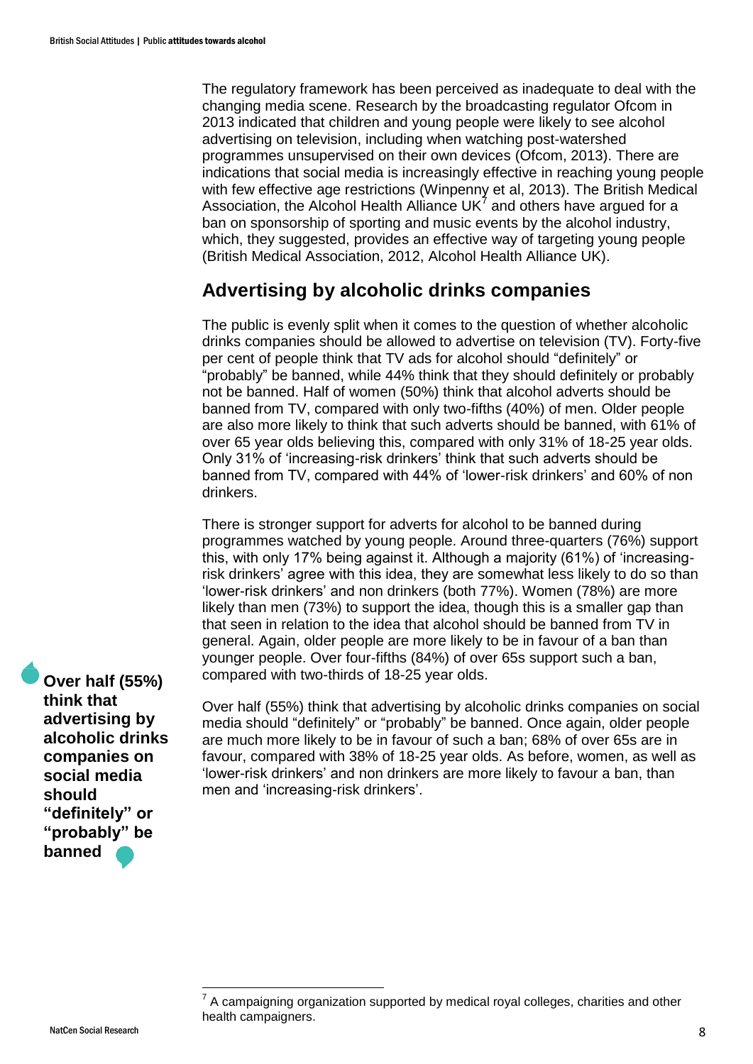The regulatory framework has been perceived as inadequate to deal with the changing media scene. Research by the broadcasting regulator Ofcom in 2013 indicated that children and young people were likely to see alcohol advertising on television, including when watching post-watershed programmes unsupervised on their own devices (Ofcom, 2013). There are indications that social media is increasingly effective in reaching young people with few effective age restrictions (Winpenny et al, 2013). The British Medical Association, the Alcohol Health Alliance UK[7] and others have argued for a ban on sponsorship of sporting and music events by the alcohol industry, which, they suggested, provides an effective way of targeting young people (British Medical Association, 2012, Alcohol Health Alliance UK).

## Advertising by alcoholic drinks companies

The public is evenly split when it comes to the question of whether alcoholic drinks companies should be allowed to advertise on television (TV). Forty-five per cent of people think that TV ads for alcohol should "definitely" or "probably" be banned, while 44% think that they should definitely or probably not be banned. Half of women (50%) think that alcohol adverts should be banned from TV, compared with only two-fifths (40%) of men. Older people are also more likely to think that such adverts should be banned, with 61% of over 65 year olds believing this, compared with only 31% of 18-25 year olds. Only 31% of 'increasing-risk drinkers' think that such adverts should be banned from TV, compared with 44% of 'lower-risk drinkers' and 60% of non drinkers.

There is stronger support for adverts for alcohol to be banned during programmes watched by young people. Around three-quarters (76%) support this, with only 17% being against it. Although a majority (61%) of 'increasing-risk drinkers' agree with this idea, they are somewhat less likely to do so than 'lower-risk drinkers' and non drinkers (both 77%). Women (78%) are more likely than men (73%) to support the idea, though this is a smaller gap than that seen in relation to the idea that alcohol should be banned from TV in general. Again, older people are more likely to be in favour of a ban than younger people. Over four-fifths (84%) of over 65s support such a ban, compared with two-thirds of 18-25 year olds.

**Over half (55%) think that advertising by alcoholic drinks companies on social media should "definitely" or "probably" be banned**

Over half (55%) think that advertising by alcoholic drinks companies on social media should "definitely" or "probably" be banned. Once again, older people are much more likely to be in favour of such a ban; 68% of over 65s are in favour, compared with 38% of 18-25 year olds. As before, women, as well as 'lower-risk drinkers' and non drinkers are more likely to favour a ban, than men and 'increasing-risk drinkers'.

[7] A campaigning organization supported by medical royal colleges, charities and other health campaigners.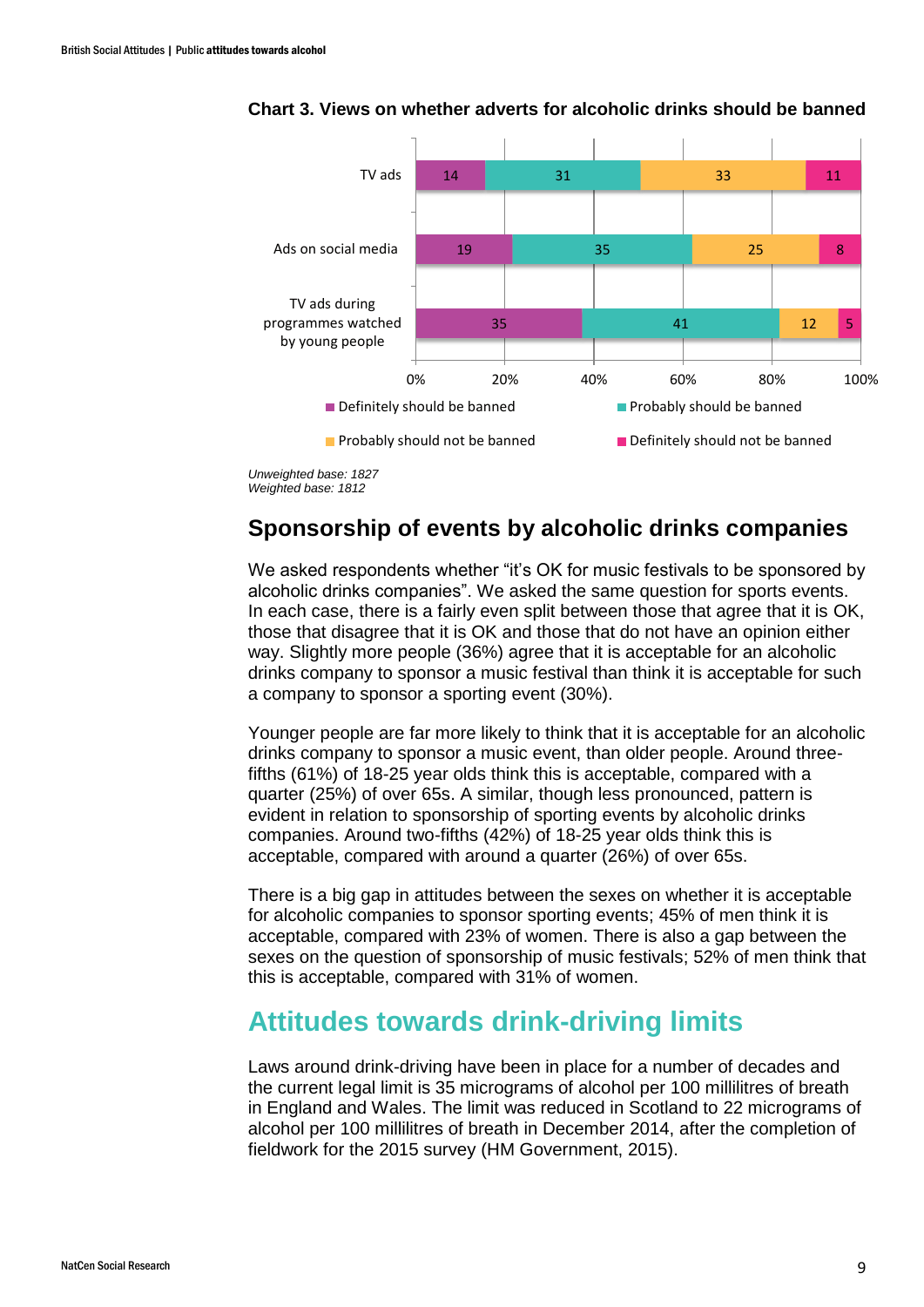**Chart 3. Views on whether adverts for alcoholic drinks should be banned**

| | Definitely should be banned | Probably should be banned | Probably should not be banned | Definitely should not be banned |
|---|---|---|---|---|
| TV ads | 14 | 31 | 33 | 11 |
| Ads on social media | 19 | 35 | 25 | 8 |
| TV ads during programmes watched by young people | 35 | 41 | 12 | 5 |

*Unweighted base: 1827*
*Weighted base: 1812*

## Sponsorship of events by alcoholic drinks companies

We asked respondents whether "it's OK for music festivals to be sponsored by alcoholic drinks companies". We asked the same question for sports events. In each case, there is a fairly even split between those that agree that it is OK, those that disagree that it is OK and those that do not have an opinion either way. Slightly more people (36%) agree that it is acceptable for an alcoholic drinks company to sponsor a music festival than think it is acceptable for such a company to sponsor a sporting event (30%).

Younger people are far more likely to think that it is acceptable for an alcoholic drinks company to sponsor a music event, than older people. Around three-fifths (61%) of 18-25 year olds think this is acceptable, compared with a quarter (25%) of over 65s. A similar, though less pronounced, pattern is evident in relation to sponsorship of sporting events by alcoholic drinks companies. Around two-fifths (42%) of 18-25 year olds think this is acceptable, compared with around a quarter (26%) of over 65s.

There is a big gap in attitudes between the sexes on whether it is acceptable for alcoholic companies to sponsor sporting events; 45% of men think it is acceptable, compared with 23% of women. There is also a gap between the sexes on the question of sponsorship of music festivals; 52% of men think that this is acceptable, compared with 31% of women.

# Attitudes towards drink-driving limits

Laws around drink-driving have been in place for a number of decades and the current legal limit is 35 micrograms of alcohol per 100 millilitres of breath in England and Wales. The limit was reduced in Scotland to 22 micrograms of alcohol per 100 millilitres of breath in December 2014, after the completion of fieldwork for the 2015 survey (HM Government, 2015).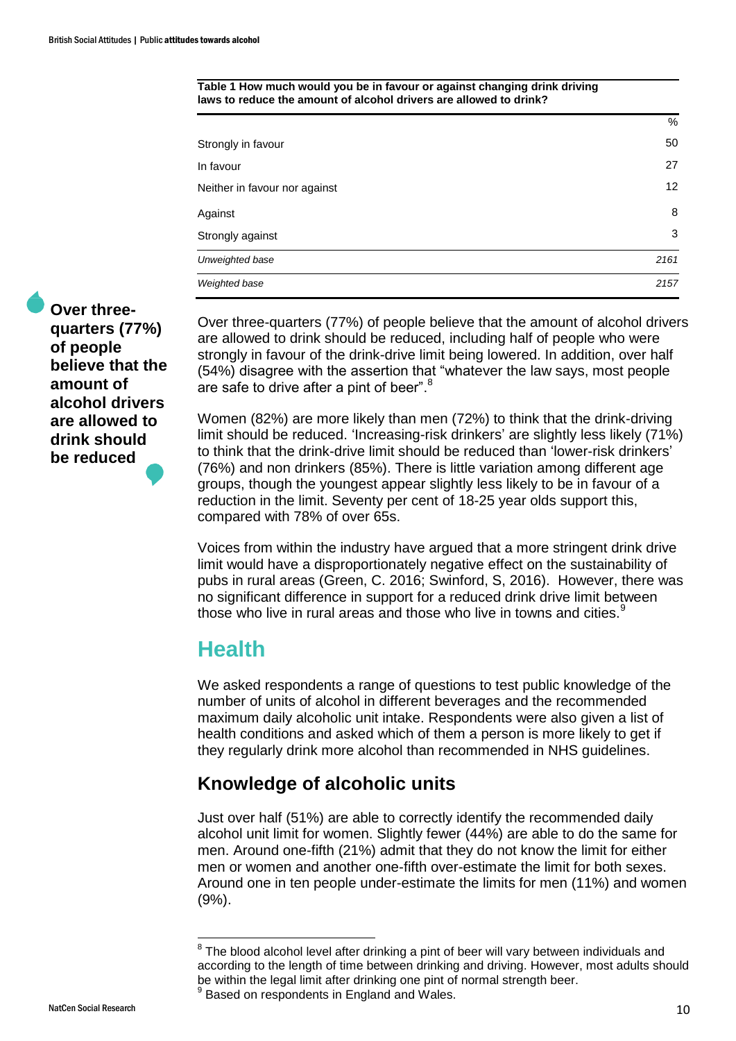**Table 1 How much would you be in favour or against changing drink driving laws to reduce the amount of alcohol drivers are allowed to drink?**

| | % |
|---|---|
| Strongly in favour | 50 |
| In favour | 27 |
| Neither in favour nor against | 12 |
| Against | 8 |
| Strongly against | 3 |
| *Unweighted base* | *2161* |
| *Weighted base* | *2157* |

**Over three-quarters (77%) of people believe that the amount of alcohol drivers are allowed to drink should be reduced**

Over three-quarters (77%) of people believe that the amount of alcohol drivers are allowed to drink should be reduced, including half of people who were strongly in favour of the drink-drive limit being lowered. In addition, over half (54%) disagree with the assertion that "whatever the law says, most people are safe to drive after a pint of beer".[8]

Women (82%) are more likely than men (72%) to think that the drink-driving limit should be reduced. 'Increasing-risk drinkers' are slightly less likely (71%) to think that the drink-drive limit should be reduced than 'lower-risk drinkers' (76%) and non drinkers (85%). There is little variation among different age groups, though the youngest appear slightly less likely to be in favour of a reduction in the limit. Seventy per cent of 18-25 year olds support this, compared with 78% of over 65s.

Voices from within the industry have argued that a more stringent drink drive limit would have a disproportionately negative effect on the sustainability of pubs in rural areas (Green, C. 2016; Swinford, S, 2016). However, there was no significant difference in support for a reduced drink drive limit between those who live in rural areas and those who live in towns and cities.[9]

## Health

We asked respondents a range of questions to test public knowledge of the number of units of alcohol in different beverages and the recommended maximum daily alcoholic unit intake. Respondents were also given a list of health conditions and asked which of them a person is more likely to get if they regularly drink more alcohol than recommended in NHS guidelines.

### Knowledge of alcoholic units

Just over half (51%) are able to correctly identify the recommended daily alcohol unit limit for women. Slightly fewer (44%) are able to do the same for men. Around one-fifth (21%) admit that they do not know the limit for either men or women and another one-fifth over-estimate the limit for both sexes. Around one in ten people under-estimate the limits for men (11%) and women (9%).

---

[8] The blood alcohol level after drinking a pint of beer will vary between individuals and according to the length of time between drinking and driving. However, most adults should be within the legal limit after drinking one pint of normal strength beer.

[9] Based on respondents in England and Wales.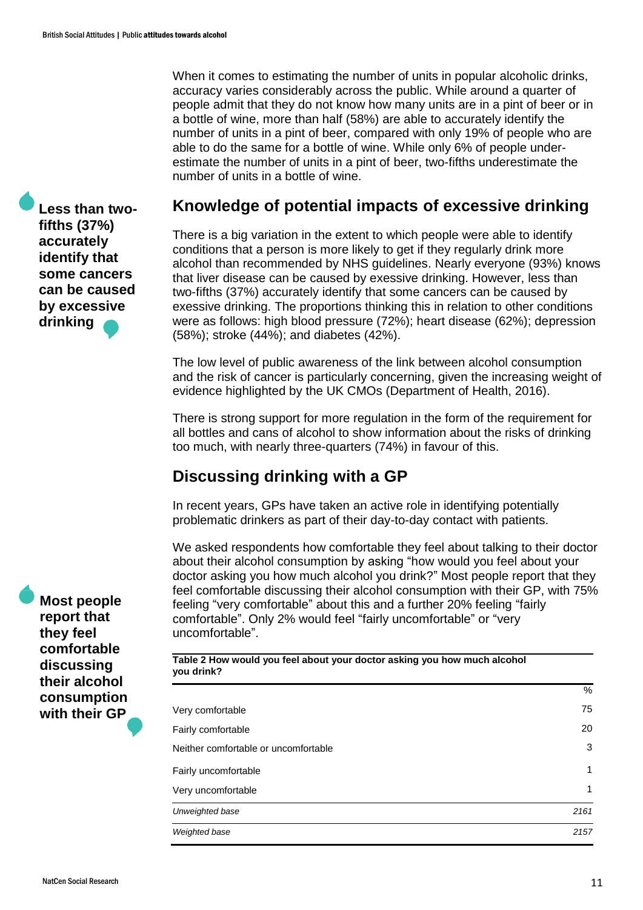When it comes to estimating the number of units in popular alcoholic drinks, accuracy varies considerably across the public. While around a quarter of people admit that they do not know how many units are in a pint of beer or in a bottle of wine, more than half (58%) are able to accurately identify the number of units in a pint of beer, compared with only 19% of people who are able to do the same for a bottle of wine. While only 6% of people under-estimate the number of units in a pint of beer, two-fifths underestimate the number of units in a bottle of wine.

**Less than two-fifths (37%) accurately identify that some cancers can be caused by excessive drinking**

## Knowledge of potential impacts of excessive drinking

There is a big variation in the extent to which people were able to identify conditions that a person is more likely to get if they regularly drink more alcohol than recommended by NHS guidelines. Nearly everyone (93%) knows that liver disease can be caused by exessive drinking. However, less than two-fifths (37%) accurately identify that some cancers can be caused by exessive drinking. The proportions thinking this in relation to other conditions were as follows: high blood pressure (72%); heart disease (62%); depression (58%); stroke (44%); and diabetes (42%).

The low level of public awareness of the link between alcohol consumption and the risk of cancer is particularly concerning, given the increasing weight of evidence highlighted by the UK CMOs (Department of Health, 2016).

There is strong support for more regulation in the form of the requirement for all bottles and cans of alcohol to show information about the risks of drinking too much, with nearly three-quarters (74%) in favour of this.

## Discussing drinking with a GP

In recent years, GPs have taken an active role in identifying potentially problematic drinkers as part of their day-to-day contact with patients.

**Most people report that they feel comfortable discussing their alcohol consumption with their GP**

We asked respondents how comfortable they feel about talking to their doctor about their alcohol consumption by asking "how would you feel about your doctor asking you how much alcohol you drink?" Most people report that they feel comfortable discussing their alcohol consumption with their GP, with 75% feeling "very comfortable" about this and a further 20% feeling "fairly comfortable". Only 2% would feel "fairly uncomfortable" or "very uncomfortable".

**Table 2 How would you feel about your doctor asking you how much alcohol you drink?**

| | % |
|---|---|
| Very comfortable | 75 |
| Fairly comfortable | 20 |
| Neither comfortable or uncomfortable | 3 |
| Fairly uncomfortable | 1 |
| Very uncomfortable | 1 |
| *Unweighted base* | *2161* |
| *Weighted base* | *2157* |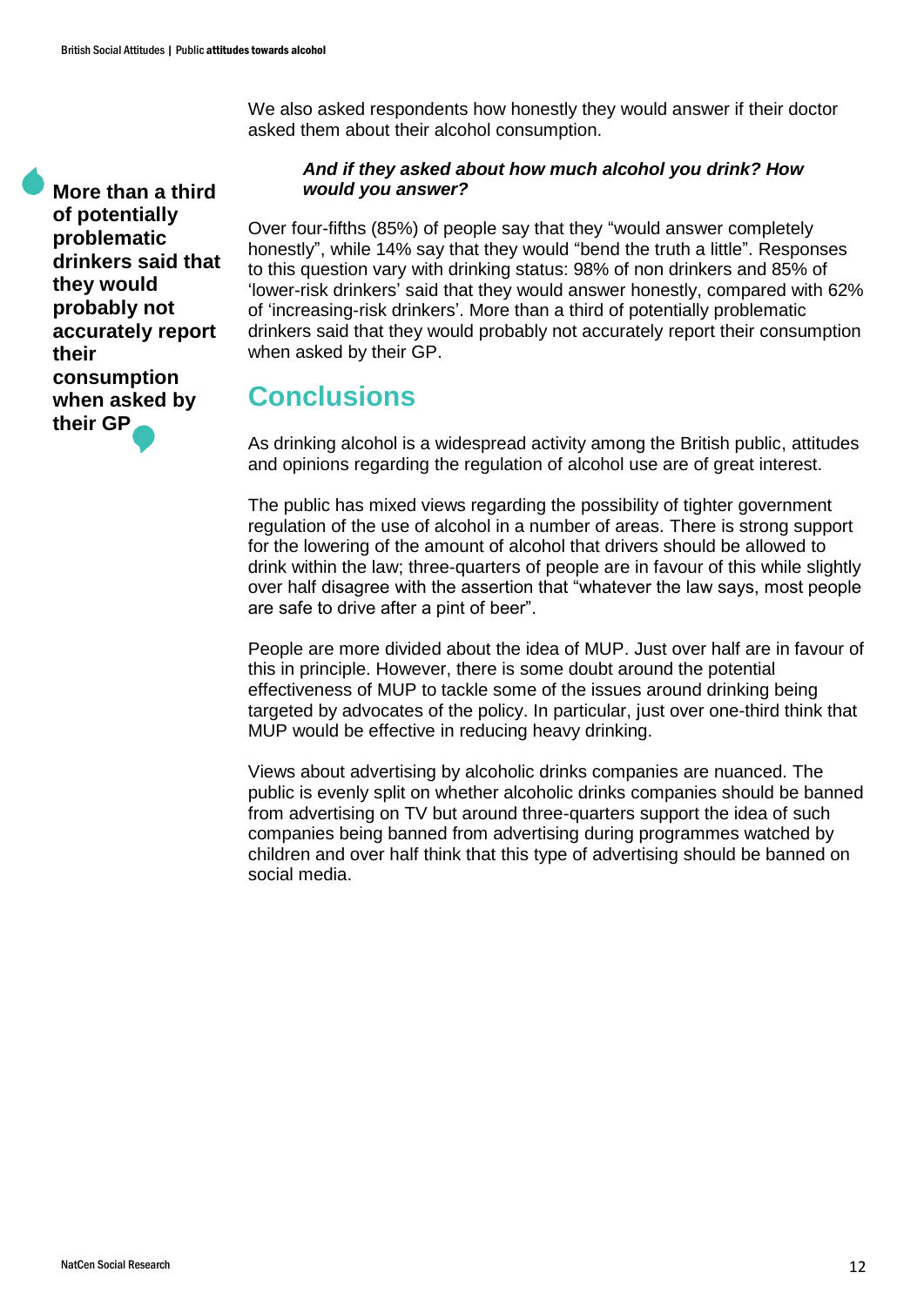We also asked respondents how honestly they would answer if their doctor asked them about their alcohol consumption.

**More than a third of potentially problematic drinkers said that they would probably not accurately report their consumption when asked by their GP**

***And if they asked about how much alcohol you drink? How would you answer?***

Over four-fifths (85%) of people say that they “would answer completely honestly”, while 14% say that they would “bend the truth a little”. Responses to this question vary with drinking status: 98% of non drinkers and 85% of ‘lower-risk drinkers’ said that they would answer honestly, compared with 62% of ‘increasing-risk drinkers’. More than a third of potentially problematic drinkers said that they would probably not accurately report their consumption when asked by their GP.

## Conclusions

As drinking alcohol is a widespread activity among the British public, attitudes and opinions regarding the regulation of alcohol use are of great interest.

The public has mixed views regarding the possibility of tighter government regulation of the use of alcohol in a number of areas. There is strong support for the lowering of the amount of alcohol that drivers should be allowed to drink within the law; three-quarters of people are in favour of this while slightly over half disagree with the assertion that “whatever the law says, most people are safe to drive after a pint of beer”.

People are more divided about the idea of MUP. Just over half are in favour of this in principle. However, there is some doubt around the potential effectiveness of MUP to tackle some of the issues around drinking being targeted by advocates of the policy. In particular, just over one-third think that MUP would be effective in reducing heavy drinking.

Views about advertising by alcoholic drinks companies are nuanced. The public is evenly split on whether alcoholic drinks companies should be banned from advertising on TV but around three-quarters support the idea of such companies being banned from advertising during programmes watched by children and over half think that this type of advertising should be banned on social media.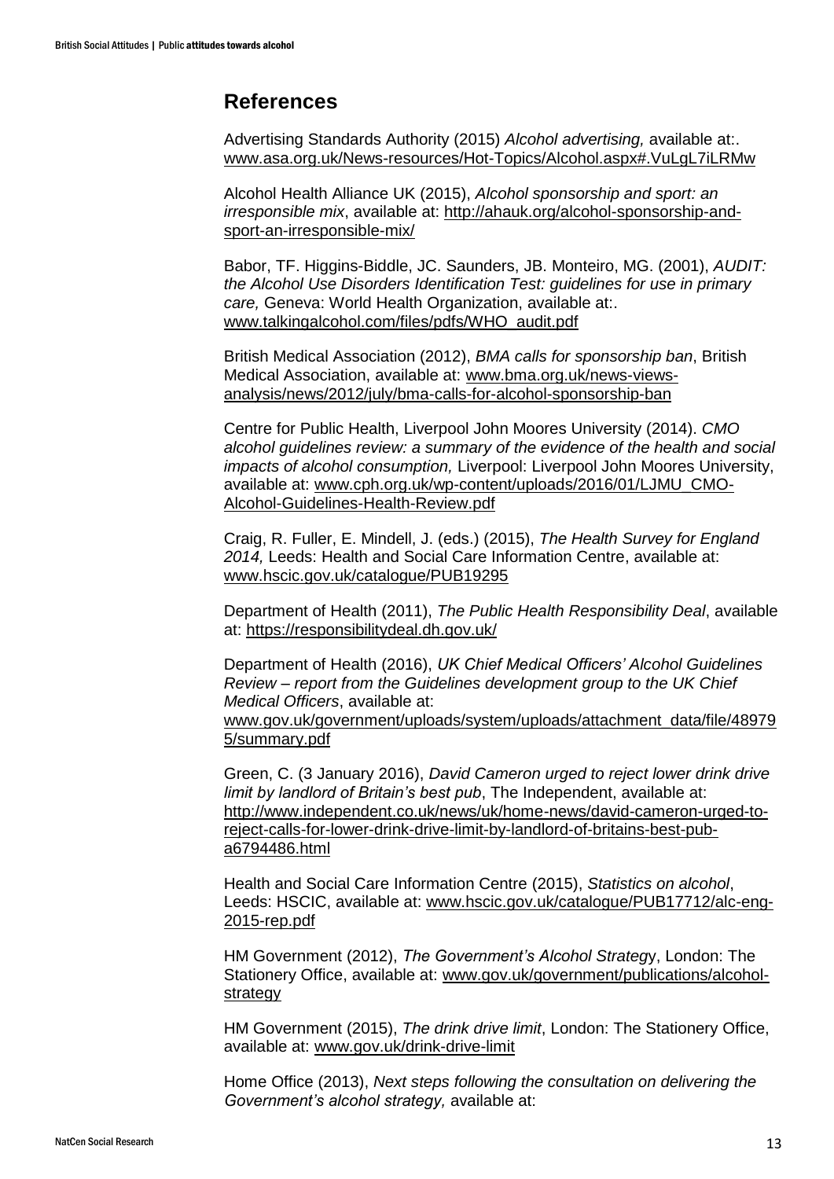## References

Advertising Standards Authority (2015) *Alcohol advertising,* available at:. www.asa.org.uk/News-resources/Hot-Topics/Alcohol.aspx#.VuLgL7iLRMw

Alcohol Health Alliance UK (2015), *Alcohol sponsorship and sport: an irresponsible mix*, available at: http://ahauk.org/alcohol-sponsorship-and-sport-an-irresponsible-mix/

Babor, TF. Higgins-Biddle, JC. Saunders, JB. Monteiro, MG. (2001), *AUDIT: the Alcohol Use Disorders Identification Test: guidelines for use in primary care,* Geneva: World Health Organization, available at:. www.talkingalcohol.com/files/pdfs/WHO_audit.pdf

British Medical Association (2012), *BMA calls for sponsorship ban*, British Medical Association, available at: www.bma.org.uk/news-views-analysis/news/2012/july/bma-calls-for-alcohol-sponsorship-ban

Centre for Public Health, Liverpool John Moores University (2014). *CMO alcohol guidelines review: a summary of the evidence of the health and social impacts of alcohol consumption,* Liverpool: Liverpool John Moores University, available at: www.cph.org.uk/wp-content/uploads/2016/01/LJMU_CMO-Alcohol-Guidelines-Health-Review.pdf

Craig, R. Fuller, E. Mindell, J. (eds.) (2015), *The Health Survey for England 2014,* Leeds: Health and Social Care Information Centre, available at: www.hscic.gov.uk/catalogue/PUB19295

Department of Health (2011), *The Public Health Responsibility Deal*, available at: https://responsibilitydeal.dh.gov.uk/

Department of Health (2016), *UK Chief Medical Officers' Alcohol Guidelines Review – report from the Guidelines development group to the UK Chief Medical Officers*, available at: www.gov.uk/government/uploads/system/uploads/attachment_data/file/489795/summary.pdf

Green, C. (3 January 2016), *David Cameron urged to reject lower drink drive limit by landlord of Britain's best pub*, The Independent, available at: http://www.independent.co.uk/news/uk/home-news/david-cameron-urged-to-reject-calls-for-lower-drink-drive-limit-by-landlord-of-britains-best-pub-a6794486.html

Health and Social Care Information Centre (2015), *Statistics on alcohol*, Leeds: HSCIC, available at: www.hscic.gov.uk/catalogue/PUB17712/alc-eng-2015-rep.pdf

HM Government (2012), *The Government's Alcohol Strategy*, London: The Stationery Office, available at: www.gov.uk/government/publications/alcohol-strategy

HM Government (2015), *The drink drive limit*, London: The Stationery Office, available at: www.gov.uk/drink-drive-limit

Home Office (2013), *Next steps following the consultation on delivering the Government's alcohol strategy,* available at: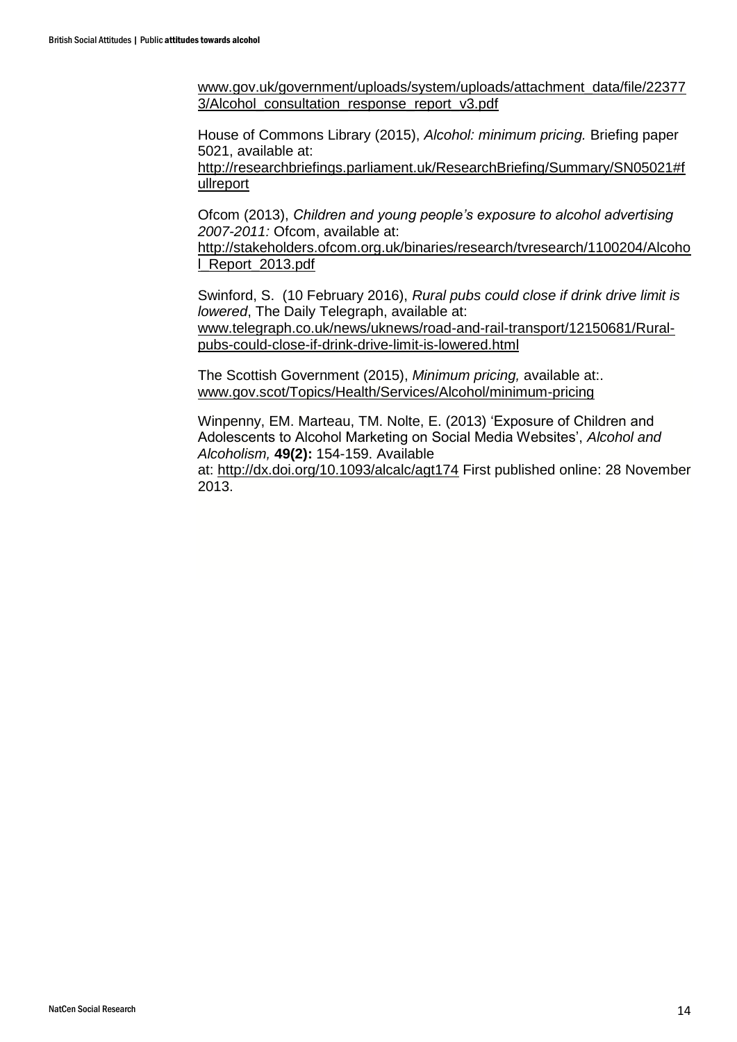www.gov.uk/government/uploads/system/uploads/attachment_data/file/223773/Alcohol_consultation_response_report_v3.pdf

House of Commons Library (2015), *Alcohol: minimum pricing.* Briefing paper 5021, available at: http://researchbriefings.parliament.uk/ResearchBriefing/Summary/SN05021#fullreport

Ofcom (2013), *Children and young people's exposure to alcohol advertising 2007-2011:* Ofcom, available at: http://stakeholders.ofcom.org.uk/binaries/research/tvresearch/1100204/Alcohol_Report_2013.pdf

Swinford, S. (10 February 2016), *Rural pubs could close if drink drive limit is lowered*, The Daily Telegraph, available at: www.telegraph.co.uk/news/uknews/road-and-rail-transport/12150681/Rural-pubs-could-close-if-drink-drive-limit-is-lowered.html

The Scottish Government (2015), *Minimum pricing,* available at:. www.gov.scot/Topics/Health/Services/Alcohol/minimum-pricing

Winpenny, EM. Marteau, TM. Nolte, E. (2013) 'Exposure of Children and Adolescents to Alcohol Marketing on Social Media Websites', *Alcohol and Alcoholism,* **49(2):** 154-159. Available at: http://dx.doi.org/10.1093/alcalc/agt174 First published online: 28 November 2013.